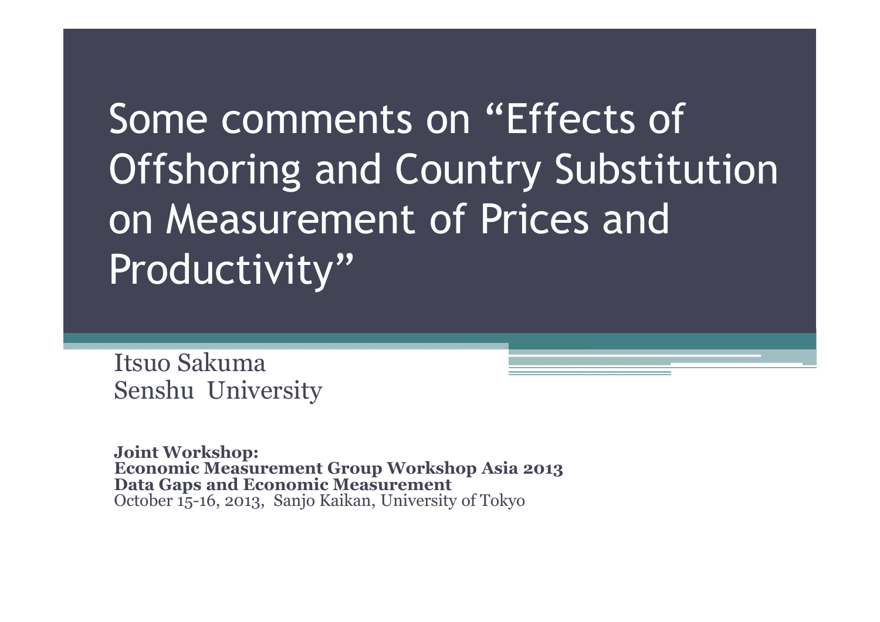# Some comments on "Effects of Offshoring and Country Substitution on Measurement of Prices and Productivity"

Itsuo Sakuma
Senshu University

**Joint Workshop:**
**Economic Measurement Group Workshop Asia 2013**
**Data Gaps and Economic Measurement**
October 15-16, 2013, Sanjo Kaikan, University of Tokyo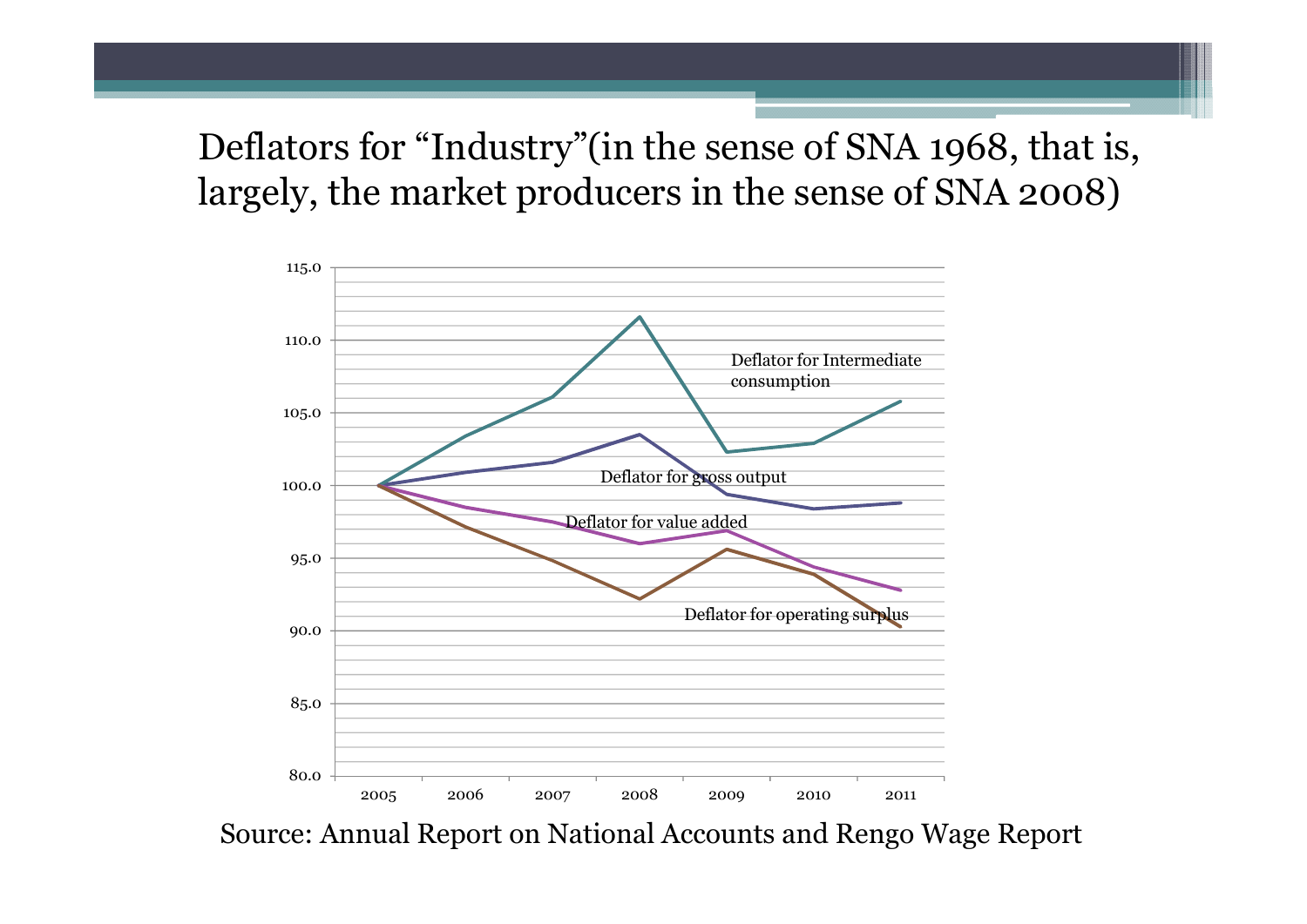# Deflators for "Industry"(in the sense of SNA 1968, that is, largely, the market producers in the sense of SNA 2008)

Source: Annual Report on National Accounts and Rengo Wage Report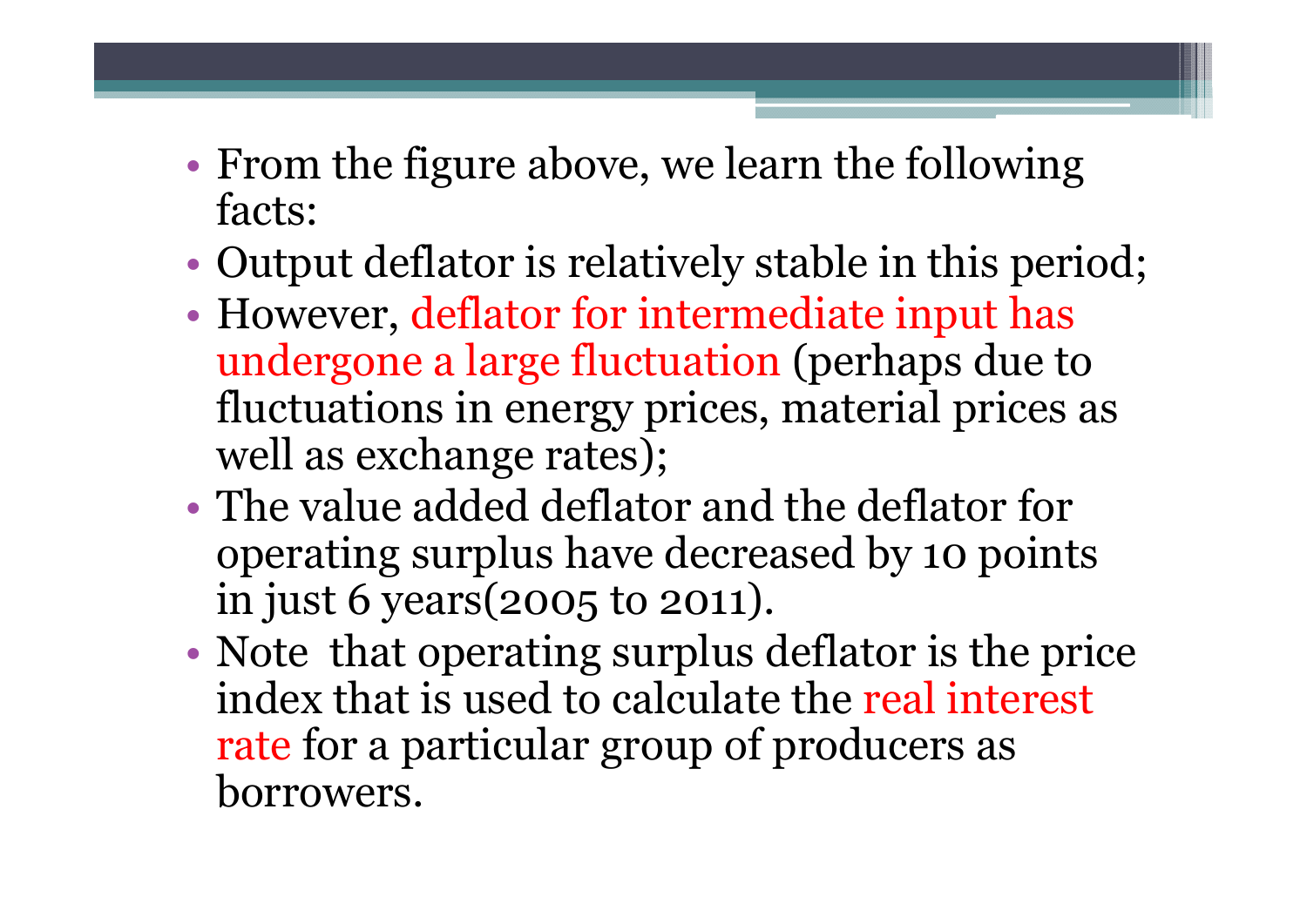- From the figure above, we learn the following facts:
- Output deflator is relatively stable in this period;
- However, deflator for intermediate input has undergone a large fluctuation (perhaps due to fluctuations in energy prices, material prices as well as exchange rates);
- The value added deflator and the deflator for operating surplus have decreased by 10 points in just 6 years(2005 to 2011).
- Note that operating surplus deflator is the price index that is used to calculate the real interest rate for a particular group of producers as borrowers.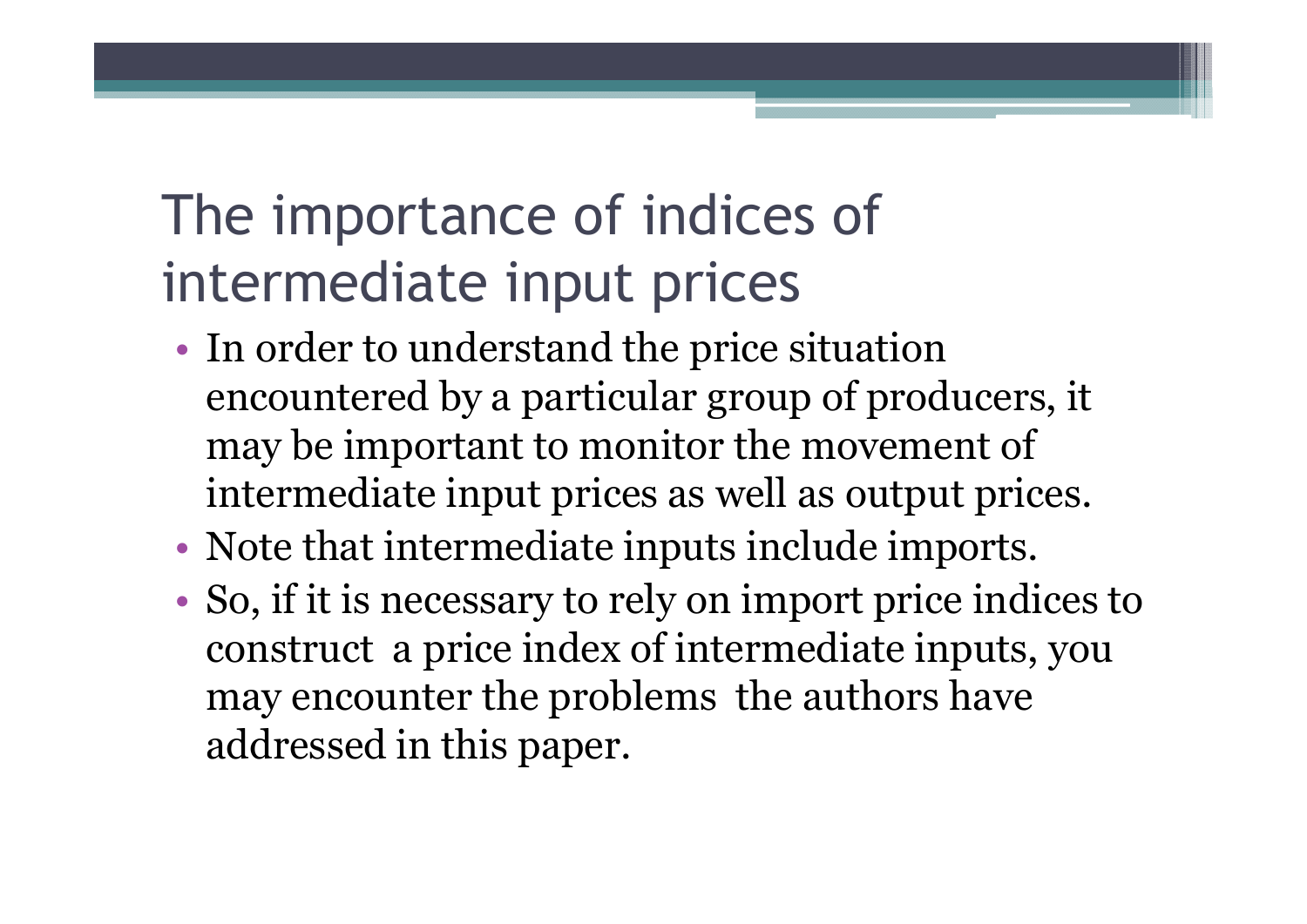# The importance of indices of intermediate input prices

- In order to understand the price situation encountered by a particular group of producers, it may be important to monitor the movement of intermediate input prices as well as output prices.
- Note that intermediate inputs include imports.
- So, if it is necessary to rely on import price indices to construct a price index of intermediate inputs, you may encounter the problems the authors have addressed in this paper.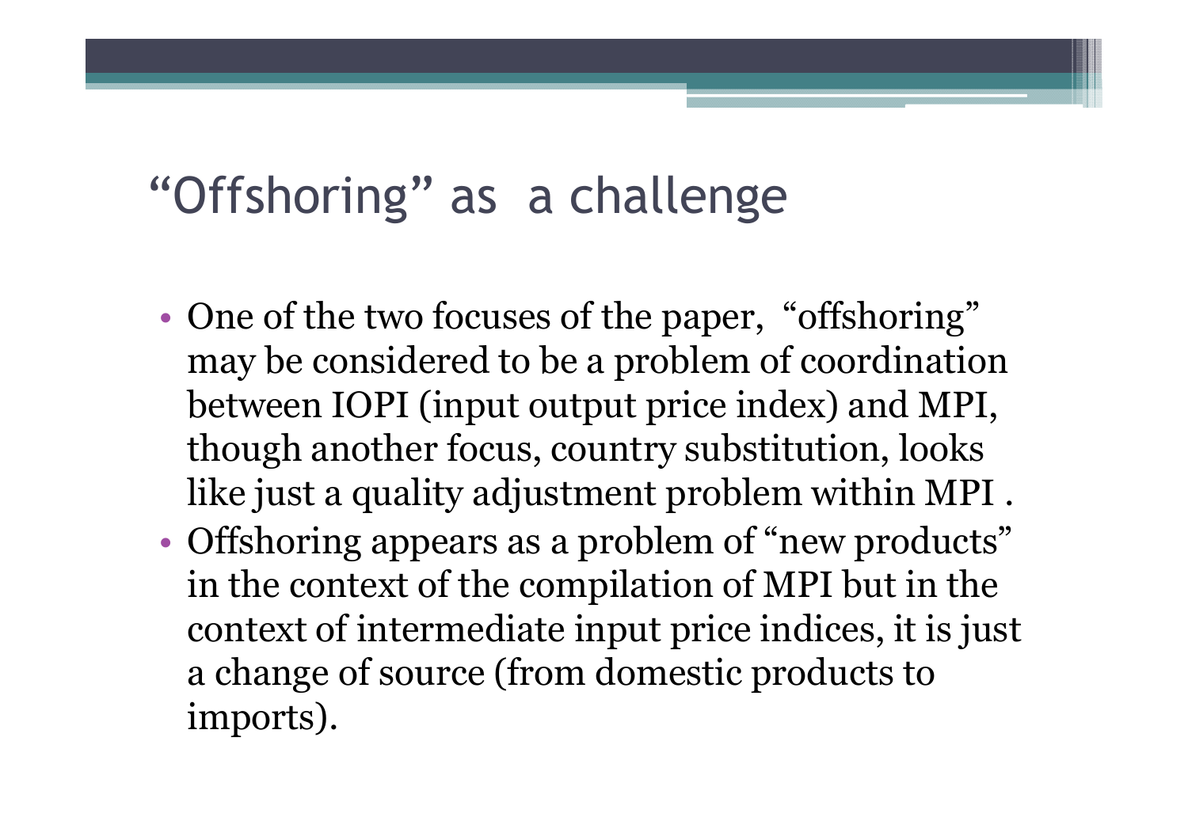# "Offshoring" as a challenge

- One of the two focuses of the paper, "offshoring" may be considered to be a problem of coordination between IOPI (input output price index) and MPI, though another focus, country substitution, looks like just a quality adjustment problem within MPI .
- Offshoring appears as a problem of "new products" in the context of the compilation of MPI but in the context of intermediate input price indices, it is just a change of source (from domestic products to imports).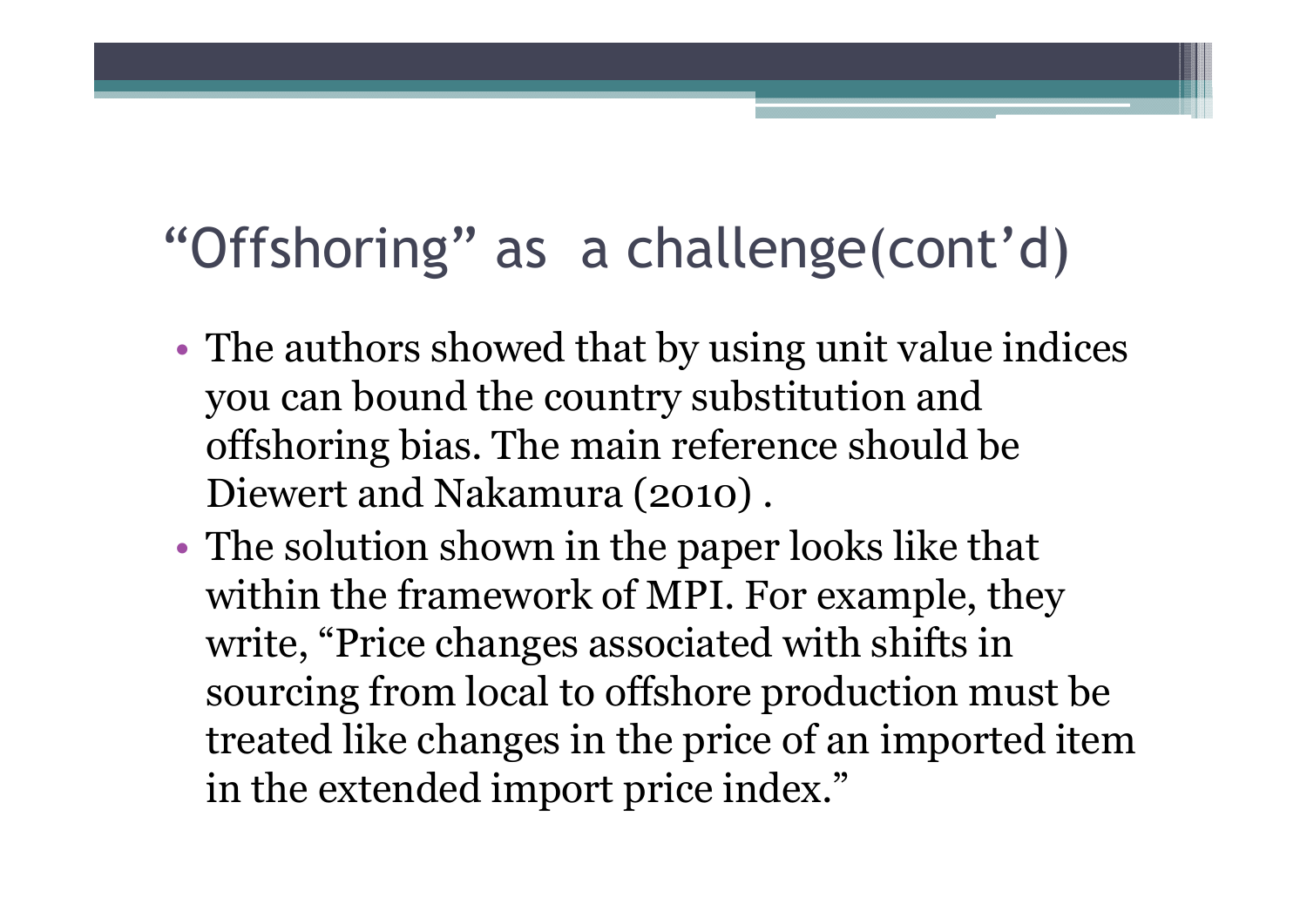# “Offshoring” as a challenge(cont’d)

- The authors showed that by using unit value indices you can bound the country substitution and offshoring bias. The main reference should be Diewert and Nakamura (2010) .
- The solution shown in the paper looks like that within the framework of MPI. For example, they write, “Price changes associated with shifts in sourcing from local to offshore production must be treated like changes in the price of an imported item in the extended import price index.”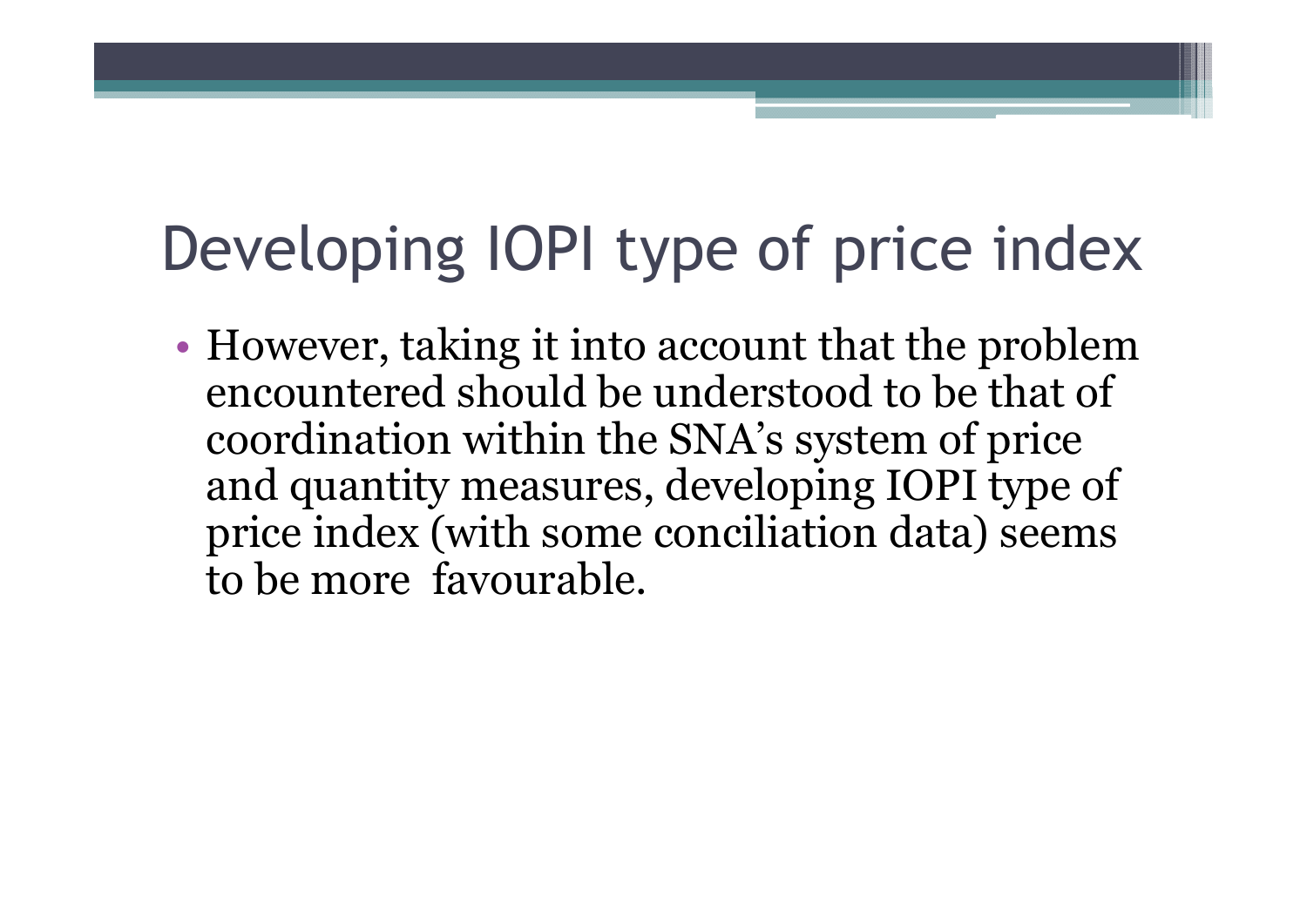# Developing IOPI type of price index

- However, taking it into account that the problem encountered should be understood to be that of coordination within the SNA's system of price and quantity measures, developing IOPI type of price index (with some conciliation data) seems to be more favourable.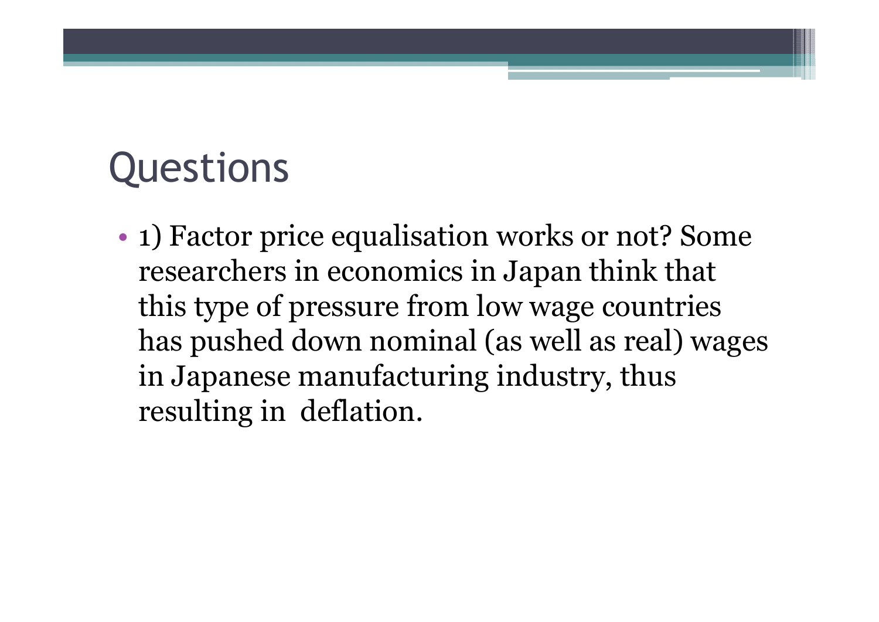# Questions

- 1) Factor price equalisation works or not? Some researchers in economics in Japan think that this type of pressure from low wage countries has pushed down nominal (as well as real) wages in Japanese manufacturing industry, thus resulting in deflation.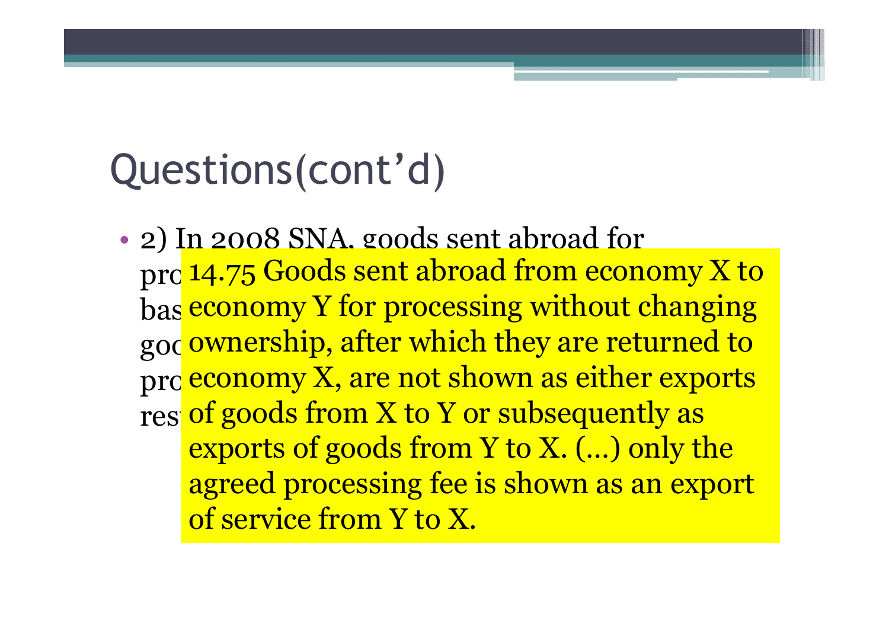# Questions(cont'd)

- 2) In 2008 SNA, goods sent abroad for pro bas goo pro res

14.75 Goods sent abroad from economy X to economy Y for processing without changing ownership, after which they are returned to economy X, are not shown as either exports of goods from X to Y or subsequently as exports of goods from Y to X. (…) only the agreed processing fee is shown as an export of service from Y to X.